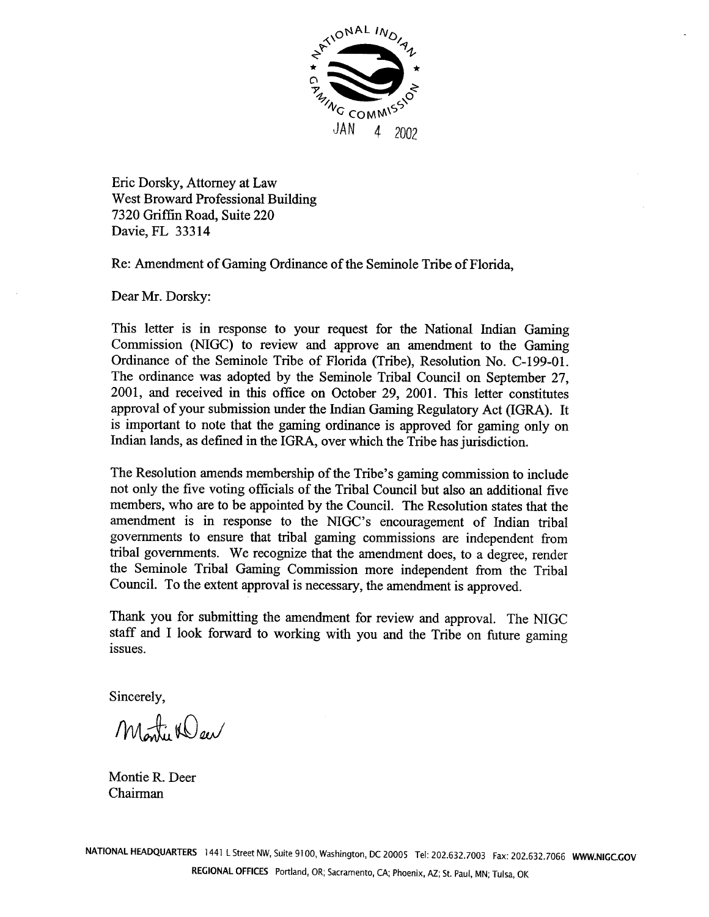NATIONAL INDIAN GAMING COMMISSION

JAN 4 2002

Eric Dorsky, Attorney at Law
West Broward Professional Building
7320 Griffin Road, Suite 220
Davie, FL 33314

Re: Amendment of Gaming Ordinance of the Seminole Tribe of Florida,

Dear Mr. Dorsky:

This letter is in response to your request for the National Indian Gaming Commission (NIGC) to review and approve an amendment to the Gaming Ordinance of the Seminole Tribe of Florida (Tribe), Resolution No. C-199-01. The ordinance was adopted by the Seminole Tribal Council on September 27, 2001, and received in this office on October 29, 2001. This letter constitutes approval of your submission under the Indian Gaming Regulatory Act (IGRA). It is important to note that the gaming ordinance is approved for gaming only on Indian lands, as defined in the IGRA, over which the Tribe has jurisdiction.

The Resolution amends membership of the Tribe's gaming commission to include not only the five voting officials of the Tribal Council but also an additional five members, who are to be appointed by the Council. The Resolution states that the amendment is in response to the NIGC's encouragement of Indian tribal governments to ensure that tribal gaming commissions are independent from tribal governments. We recognize that the amendment does, to a degree, render the Seminole Tribal Gaming Commission more independent from the Tribal Council. To the extent approval is necessary, the amendment is approved.

Thank you for submitting the amendment for review and approval. The NIGC staff and I look forward to working with you and the Tribe on future gaming issues.

Sincerely,

Montie R. Deer
Chairman

NATIONAL HEADQUARTERS 1441 L Street NW, Suite 9100, Washington, DC 20005 Tel: 202.632.7003 Fax: 202.632.7066 WWW.NIGC.GOV
REGIONAL OFFICES Portland, OR; Sacramento, CA; Phoenix, AZ; St. Paul, MN; Tulsa, OK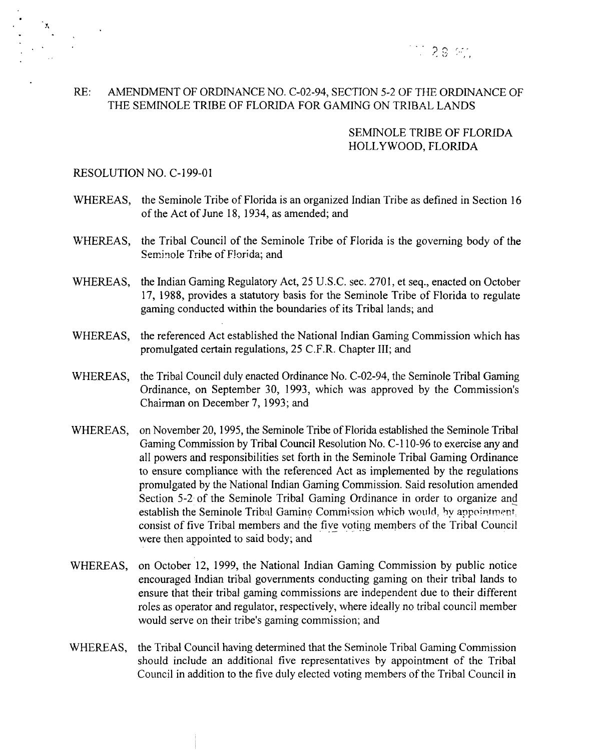RE: AMENDMENT OF ORDINANCE NO. C-02-94, SECTION 5-2 OF THE ORDINANCE OF THE SEMINOLE TRIBE OF FLORIDA FOR GAMING ON TRIBAL LANDS

SEMINOLE TRIBE OF FLORIDA
HOLLYWOOD, FLORIDA

RESOLUTION NO. C-199-01

WHEREAS, the Seminole Tribe of Florida is an organized Indian Tribe as defined in Section 16 of the Act of June 18, 1934, as amended; and

WHEREAS, the Tribal Council of the Seminole Tribe of Florida is the governing body of the Seminole Tribe of Florida; and

WHEREAS, the Indian Gaming Regulatory Act, 25 U.S.C. sec. 2701, et seq., enacted on October 17, 1988, provides a statutory basis for the Seminole Tribe of Florida to regulate gaming conducted within the boundaries of its Tribal lands; and

WHEREAS, the referenced Act established the National Indian Gaming Commission which has promulgated certain regulations, 25 C.F.R. Chapter III; and

WHEREAS, the Tribal Council duly enacted Ordinance No. C-02-94, the Seminole Tribal Gaming Ordinance, on September 30, 1993, which was approved by the Commission's Chairman on December 7, 1993; and

WHEREAS, on November 20, 1995, the Seminole Tribe of Florida established the Seminole Tribal Gaming Commission by Tribal Council Resolution No. C-110-96 to exercise any and all powers and responsibilities set forth in the Seminole Tribal Gaming Ordinance to ensure compliance with the referenced Act as implemented by the regulations promulgated by the National Indian Gaming Commission. Said resolution amended Section 5-2 of the Seminole Tribal Gaming Ordinance in order to organize and establish the Seminole Tribal Gaming Commission which would, by appointment, consist of five Tribal members and the five voting members of the Tribal Council were then appointed to said body; and

WHEREAS, on October 12, 1999, the National Indian Gaming Commission by public notice encouraged Indian tribal governments conducting gaming on their tribal lands to ensure that their tribal gaming commissions are independent due to their different roles as operator and regulator, respectively, where ideally no tribal council member would serve on their tribe's gaming commission; and

WHEREAS, the Tribal Council having determined that the Seminole Tribal Gaming Commission should include an additional five representatives by appointment of the Tribal Council in addition to the five duly elected voting members of the Tribal Council in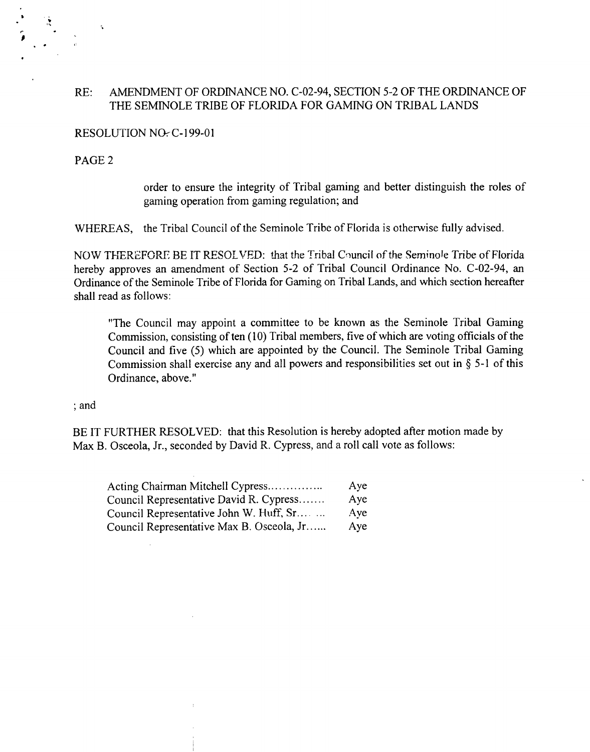RE: AMENDMENT OF ORDINANCE NO. C-02-94, SECTION 5-2 OF THE ORDINANCE OF THE SEMINOLE TRIBE OF FLORIDA FOR GAMING ON TRIBAL LANDS

RESOLUTION NO. C-199-01

PAGE 2

order to ensure the integrity of Tribal gaming and better distinguish the roles of gaming operation from gaming regulation; and

WHEREAS, the Tribal Council of the Seminole Tribe of Florida is otherwise fully advised.

NOW THEREFORE BE IT RESOLVED: that the Tribal Council of the Seminole Tribe of Florida hereby approves an amendment of Section 5-2 of Tribal Council Ordinance No. C-02-94, an Ordinance of the Seminole Tribe of Florida for Gaming on Tribal Lands, and which section hereafter shall read as follows:

> "The Council may appoint a committee to be known as the Seminole Tribal Gaming Commission, consisting of ten (10) Tribal members, five of which are voting officials of the Council and five (5) which are appointed by the Council. The Seminole Tribal Gaming Commission shall exercise any and all powers and responsibilities set out in § 5-1 of this Ordinance, above."

; and

BE IT FURTHER RESOLVED: that this Resolution is hereby adopted after motion made by Max B. Osceola, Jr., seconded by David R. Cypress, and a roll call vote as follows:

| | |
|---|---|
| Acting Chairman Mitchell Cypress.............. | Aye |
| Council Representative David R. Cypress....... | Aye |
| Council Representative John W. Huff, Sr.... ... | Aye |
| Council Representative Max B. Osceola, Jr...... | Aye |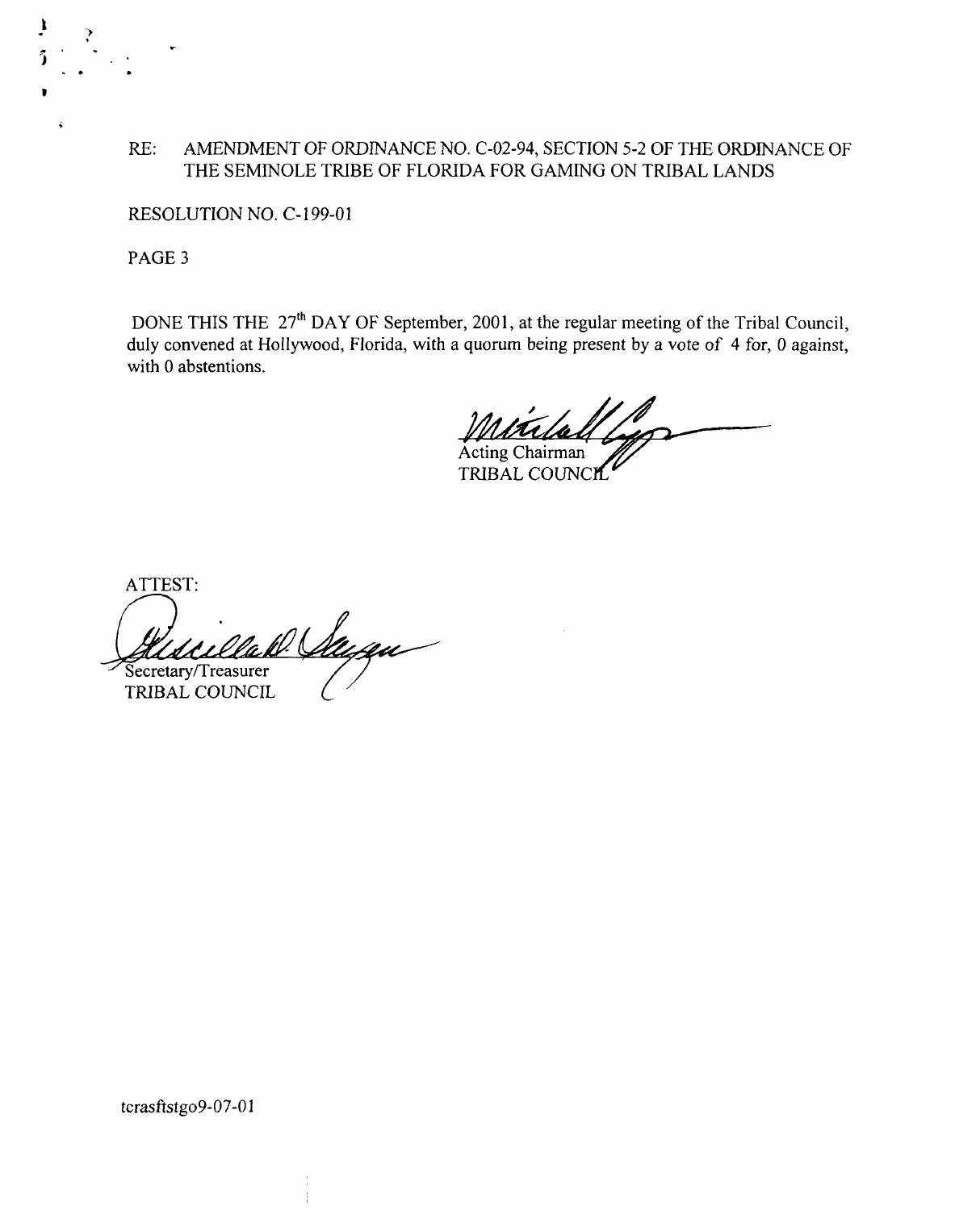RE: AMENDMENT OF ORDINANCE NO. C-02-94, SECTION 5-2 OF THE ORDINANCE OF THE SEMINOLE TRIBE OF FLORIDA FOR GAMING ON TRIBAL LANDS

RESOLUTION NO. C-199-01

PAGE 3

DONE THIS THE 27th DAY OF September, 2001, at the regular meeting of the Tribal Council, duly convened at Hollywood, Florida, with a quorum being present by a vote of 4 for, 0 against, with 0 abstentions.

Acting Chairman
TRIBAL COUNCIL

ATTEST:

Secretary/Treasurer
TRIBAL COUNCIL

tcrasftstgo9-07-01